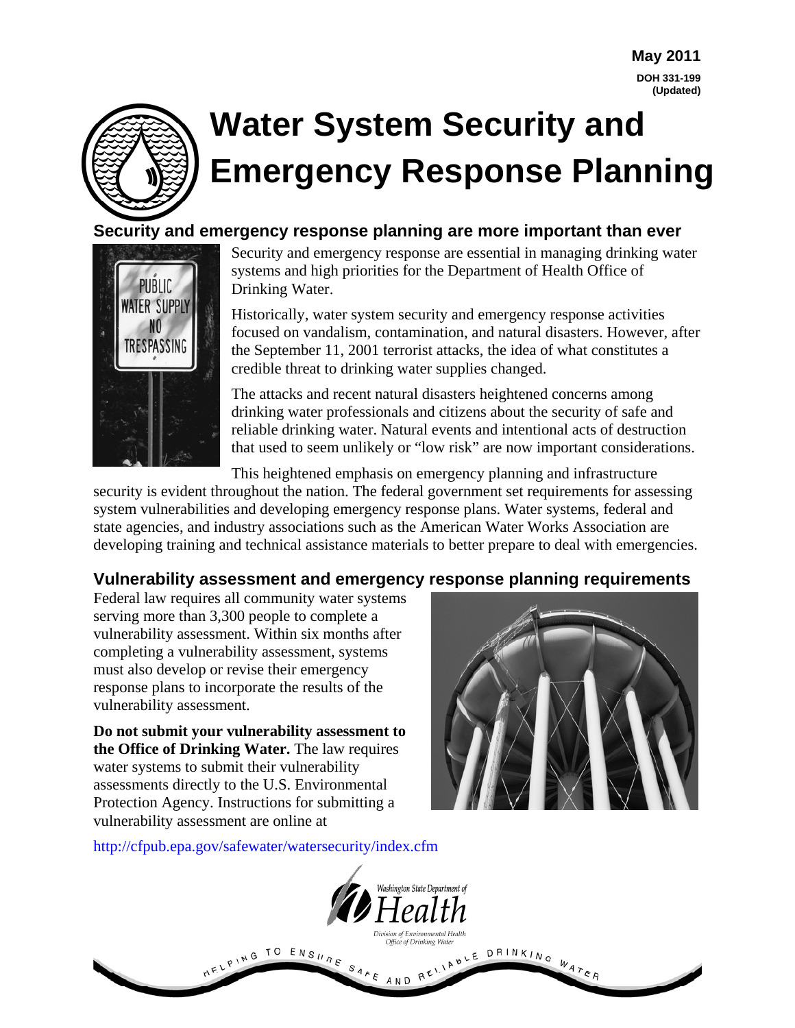May 2011
DOH 331-199
(Updated)

# Water System Security and Emergency Response Planning

## Security and emergency response planning are more important than ever

Security and emergency response are essential in managing drinking water systems and high priorities for the Department of Health Office of Drinking Water.

Historically, water system security and emergency response activities focused on vandalism, contamination, and natural disasters. However, after the September 11, 2001 terrorist attacks, the idea of what constitutes a credible threat to drinking water supplies changed.

The attacks and recent natural disasters heightened concerns among drinking water professionals and citizens about the security of safe and reliable drinking water. Natural events and intentional acts of destruction that used to seem unlikely or "low risk" are now important considerations.

This heightened emphasis on emergency planning and infrastructure security is evident throughout the nation. The federal government set requirements for assessing system vulnerabilities and developing emergency response plans. Water systems, federal and state agencies, and industry associations such as the American Water Works Association are developing training and technical assistance materials to better prepare to deal with emergencies.

## Vulnerability assessment and emergency response planning requirements

Federal law requires all community water systems serving more than 3,300 people to complete a vulnerability assessment. Within six months after completing a vulnerability assessment, systems must also develop or revise their emergency response plans to incorporate the results of the vulnerability assessment.

**Do not submit your vulnerability assessment to the Office of Drinking Water.** The law requires water systems to submit their vulnerability assessments directly to the U.S. Environmental Protection Agency. Instructions for submitting a vulnerability assessment are online at

http://cfpub.epa.gov/safewater/watersecurity/index.cfm

Washington State Department of Health
Division of Environmental Health
Office of Drinking Water

HELPING TO ENSURE SAFE AND RELIABLE DRINKING WATER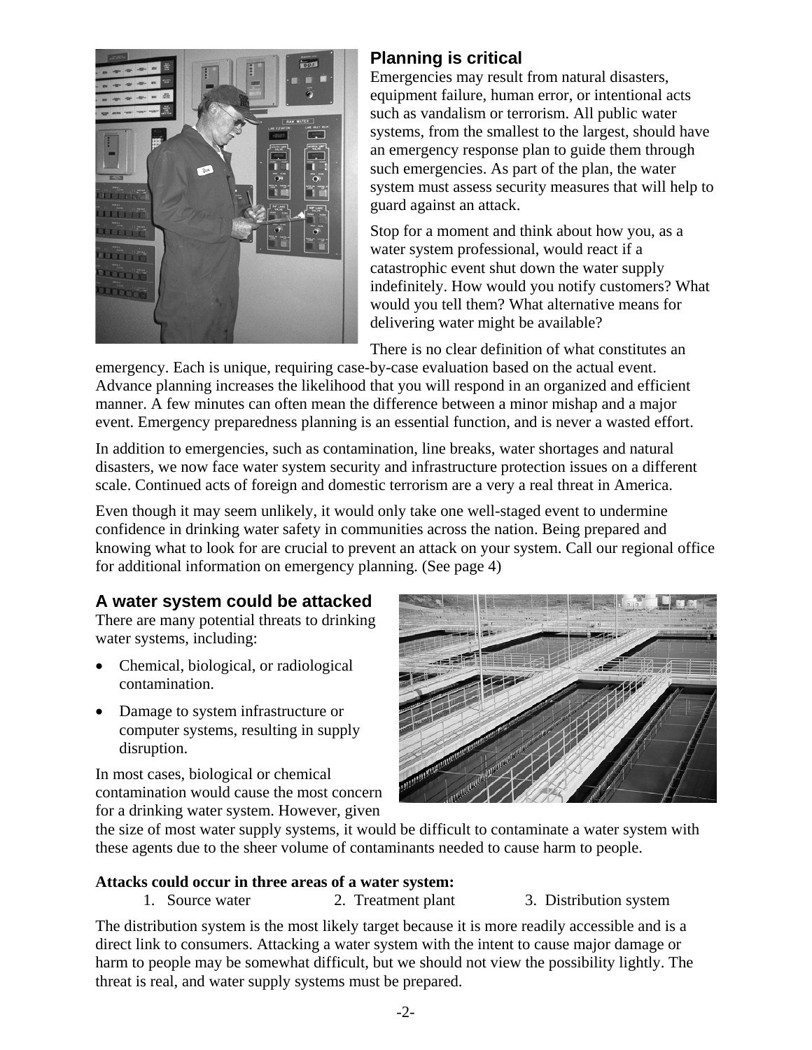## Planning is critical

Emergencies may result from natural disasters, equipment failure, human error, or intentional acts such as vandalism or terrorism. All public water systems, from the smallest to the largest, should have an emergency response plan to guide them through such emergencies. As part of the plan, the water system must assess security measures that will help to guard against an attack.

Stop for a moment and think about how you, as a water system professional, would react if a catastrophic event shut down the water supply indefinitely. How would you notify customers? What would you tell them? What alternative means for delivering water might be available?

There is no clear definition of what constitutes an emergency. Each is unique, requiring case-by-case evaluation based on the actual event. Advance planning increases the likelihood that you will respond in an organized and efficient manner. A few minutes can often mean the difference between a minor mishap and a major event. Emergency preparedness planning is an essential function, and is never a wasted effort.

In addition to emergencies, such as contamination, line breaks, water shortages and natural disasters, we now face water system security and infrastructure protection issues on a different scale. Continued acts of foreign and domestic terrorism are a very a real threat in America.

Even though it may seem unlikely, it would only take one well-staged event to undermine confidence in drinking water safety in communities across the nation. Being prepared and knowing what to look for are crucial to prevent an attack on your system. Call our regional office for additional information on emergency planning. (See page 4)

## A water system could be attacked

There are many potential threats to drinking water systems, including:

- Chemical, biological, or radiological contamination.
- Damage to system infrastructure or computer systems, resulting in supply disruption.

In most cases, biological or chemical contamination would cause the most concern for a drinking water system. However, given the size of most water supply systems, it would be difficult to contaminate a water system with these agents due to the sheer volume of contaminants needed to cause harm to people.

**Attacks could occur in three areas of a water system:**

1. Source water
2. Treatment plant
3. Distribution system

The distribution system is the most likely target because it is more readily accessible and is a direct link to consumers. Attacking a water system with the intent to cause major damage or harm to people may be somewhat difficult, but we should not view the possibility lightly. The threat is real, and water supply systems must be prepared.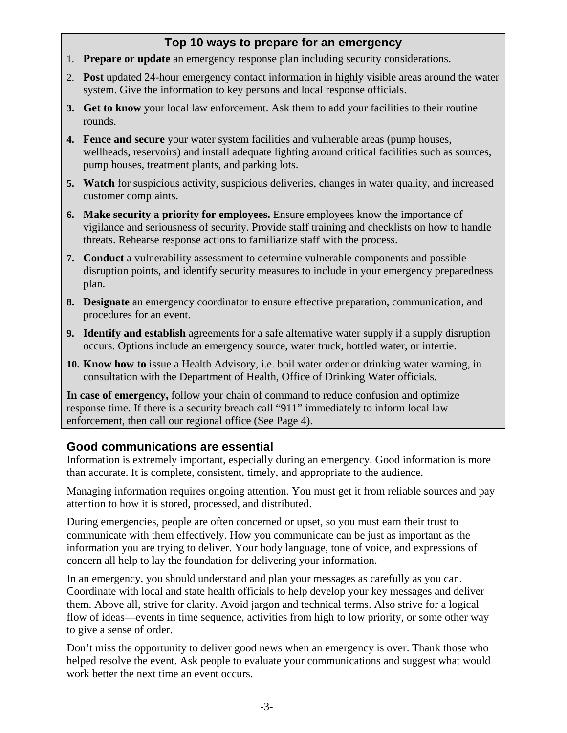## Top 10 ways to prepare for an emergency

1. **Prepare or update** an emergency response plan including security considerations.
2. **Post** updated 24-hour emergency contact information in highly visible areas around the water system. Give the information to key persons and local response officials.
3. **Get to know** your local law enforcement. Ask them to add your facilities to their routine rounds.
4. **Fence and secure** your water system facilities and vulnerable areas (pump houses, wellheads, reservoirs) and install adequate lighting around critical facilities such as sources, pump houses, treatment plants, and parking lots.
5. **Watch** for suspicious activity, suspicious deliveries, changes in water quality, and increased customer complaints.
6. **Make security a priority for employees.** Ensure employees know the importance of vigilance and seriousness of security. Provide staff training and checklists on how to handle threats. Rehearse response actions to familiarize staff with the process.
7. **Conduct** a vulnerability assessment to determine vulnerable components and possible disruption points, and identify security measures to include in your emergency preparedness plan.
8. **Designate** an emergency coordinator to ensure effective preparation, communication, and procedures for an event.
9. **Identify and establish** agreements for a safe alternative water supply if a supply disruption occurs. Options include an emergency source, water truck, bottled water, or intertie.
10. **Know how to** issue a Health Advisory, i.e. boil water order or drinking water warning, in consultation with the Department of Health, Office of Drinking Water officials.

**In case of emergency,** follow your chain of command to reduce confusion and optimize response time. If there is a security breach call "911" immediately to inform local law enforcement, then call our regional office (See Page 4).

## Good communications are essential

Information is extremely important, especially during an emergency. Good information is more than accurate. It is complete, consistent, timely, and appropriate to the audience.

Managing information requires ongoing attention. You must get it from reliable sources and pay attention to how it is stored, processed, and distributed.

During emergencies, people are often concerned or upset, so you must earn their trust to communicate with them effectively. How you communicate can be just as important as the information you are trying to deliver. Your body language, tone of voice, and expressions of concern all help to lay the foundation for delivering your information.

In an emergency, you should understand and plan your messages as carefully as you can. Coordinate with local and state health officials to help develop your key messages and deliver them. Above all, strive for clarity. Avoid jargon and technical terms. Also strive for a logical flow of ideas—events in time sequence, activities from high to low priority, or some other way to give a sense of order.

Don't miss the opportunity to deliver good news when an emergency is over. Thank those who helped resolve the event. Ask people to evaluate your communications and suggest what would work better the next time an event occurs.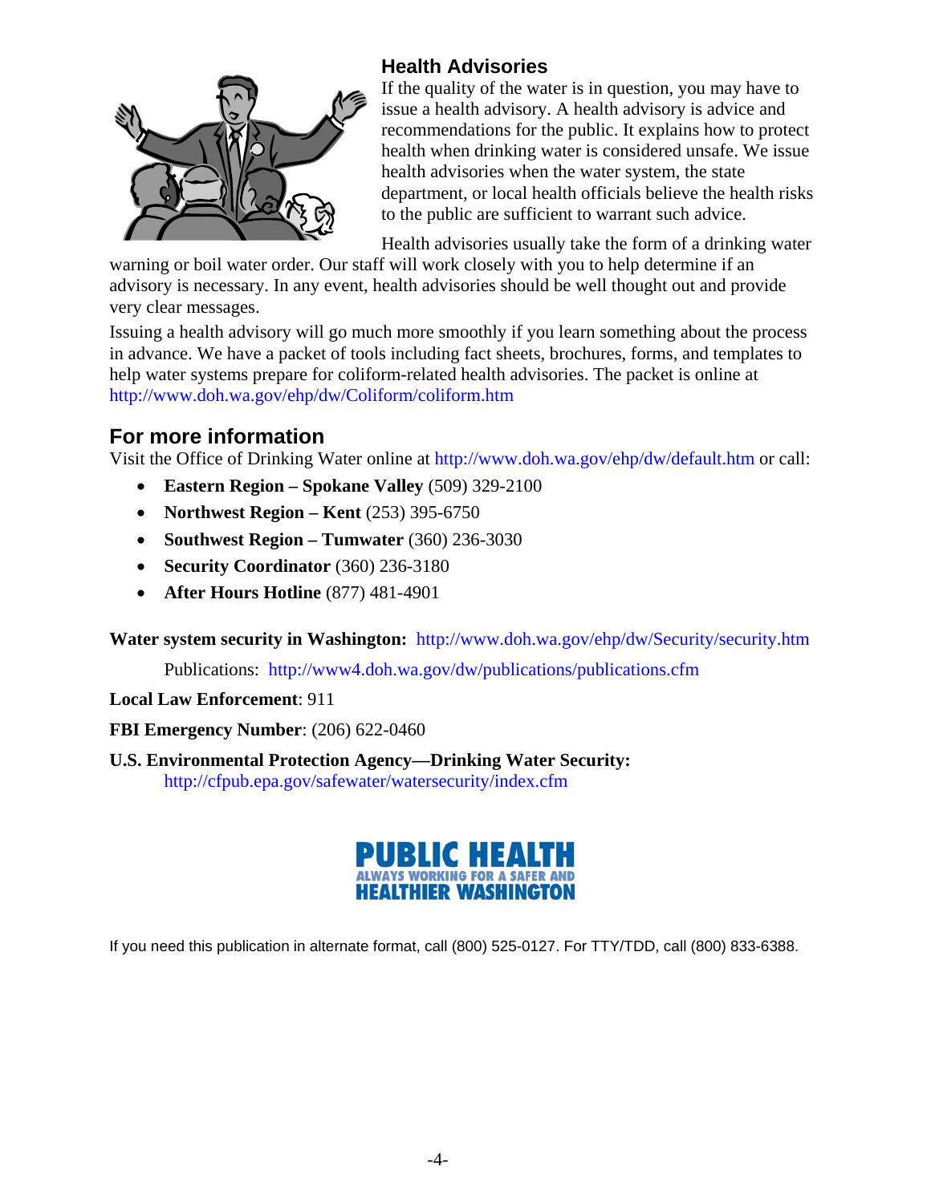## Health Advisories

If the quality of the water is in question, you may have to issue a health advisory. A health advisory is advice and recommendations for the public. It explains how to protect health when drinking water is considered unsafe. We issue health advisories when the water system, the state department, or local health officials believe the health risks to the public are sufficient to warrant such advice.

Health advisories usually take the form of a drinking water warning or boil water order. Our staff will work closely with you to help determine if an advisory is necessary. In any event, health advisories should be well thought out and provide very clear messages.

Issuing a health advisory will go much more smoothly if you learn something about the process in advance. We have a packet of tools including fact sheets, brochures, forms, and templates to help water systems prepare for coliform-related health advisories. The packet is online at http://www.doh.wa.gov/ehp/dw/Coliform/coliform.htm

## For more information

Visit the Office of Drinking Water online at http://www.doh.wa.gov/ehp/dw/default.htm or call:

- **Eastern Region – Spokane Valley** (509) 329-2100
- **Northwest Region – Kent** (253) 395-6750
- **Southwest Region – Tumwater** (360) 236-3030
- **Security Coordinator** (360) 236-3180
- **After Hours Hotline** (877) 481-4901

**Water system security in Washington:** http://www.doh.wa.gov/ehp/dw/Security/security.htm

Publications: http://www4.doh.wa.gov/dw/publications/publications.cfm

**Local Law Enforcement**: 911

**FBI Emergency Number**: (206) 622-0460

**U.S. Environmental Protection Agency—Drinking Water Security:**
http://cfpub.epa.gov/safewater/watersecurity/index.cfm

PUBLIC HEALTH
ALWAYS WORKING FOR A SAFER AND
HEALTHIER WASHINGTON

If you need this publication in alternate format, call (800) 525-0127. For TTY/TDD, call (800) 833-6388.